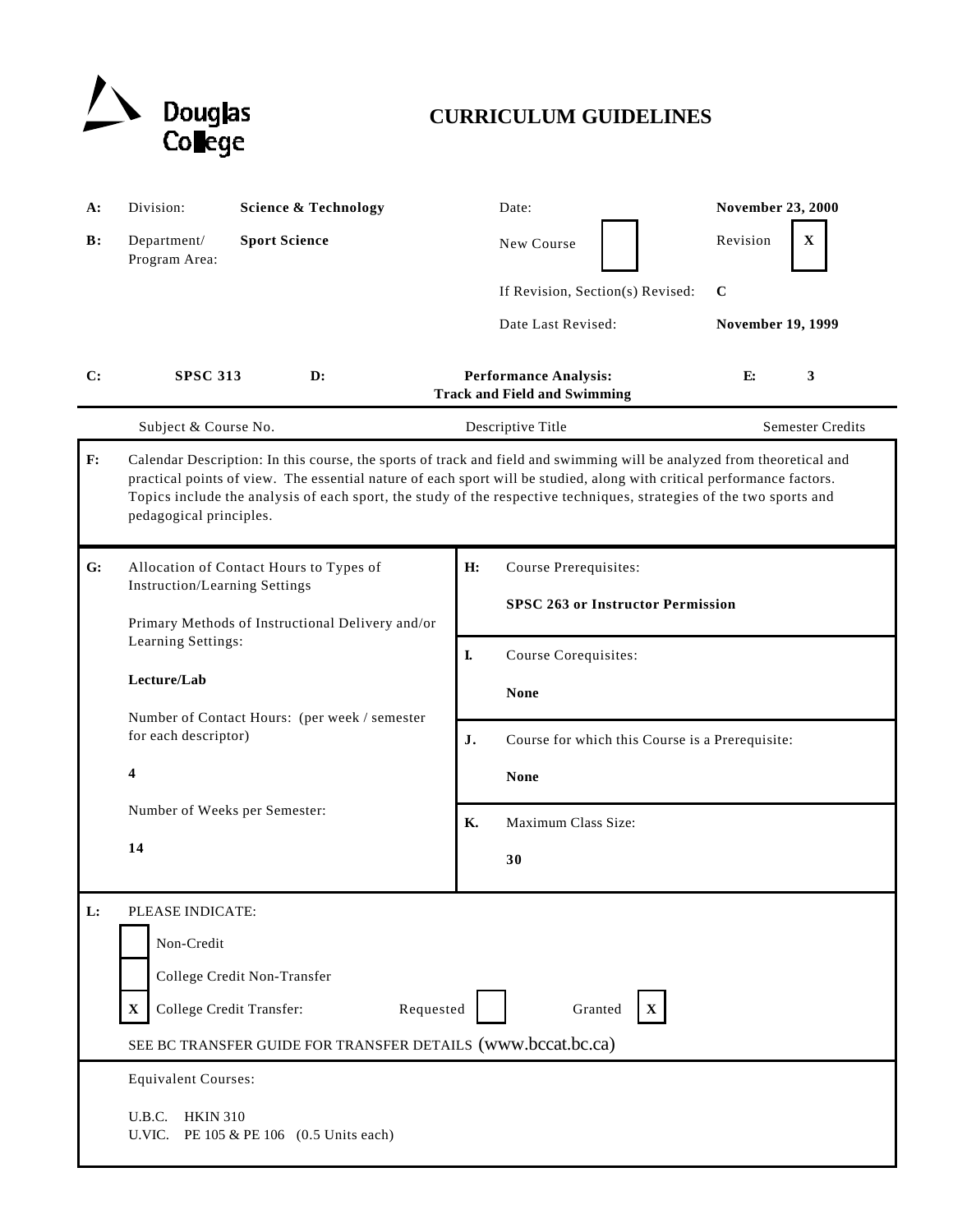Douglas College

# CURRICULUM GUIDELINES

| | | | | |
|---|---|---|---|---|
| **A:** | Division: | **Science & Technology** | Date: | **November 23, 2000** |
| **B:** | Department/ Program Area: | **Sport Science** | New Course [ ] | Revision [X] |
| | | | If Revision, Section(s) Revised: | **C** |
| | | | Date Last Revised: | **November 19, 1999** |

| **C:** | **D:** | **E:** |
|---|---|---|
| **SPSC 313** | **Performance Analysis: Track and Field and Swimming** | **3** |
| Subject & Course No. | Descriptive Title | Semester Credits |

**F:** Calendar Description: In this course, the sports of track and field and swimming will be analyzed from theoretical and practical points of view. The essential nature of each sport will be studied, along with critical performance factors. Topics include the analysis of each sport, the study of the respective techniques, strategies of the two sports and pedagogical principles.

**G:** Allocation of Contact Hours to Types of Instruction/Learning Settings

Primary Methods of Instructional Delivery and/or Learning Settings:

**Lecture/Lab**

Number of Contact Hours: (per week / semester for each descriptor)

**4**

Number of Weeks per Semester:

**14**

**H:** Course Prerequisites:

**SPSC 263 or Instructor Permission**

**I.** Course Corequisites:

**None**

**J.** Course for which this Course is a Prerequisite:

**None**

**K.** Maximum Class Size:

**30**

**L:** PLEASE INDICATE:

- [ ] Non-Credit
- [ ] College Credit Non-Transfer
- [X] College Credit Transfer: Requested [ ] Granted [X]

SEE BC TRANSFER GUIDE FOR TRANSFER DETAILS (www.bccat.bc.ca)

Equivalent Courses:

U.B.C. HKIN 310
U.VIC. PE 105 & PE 106 (0.5 Units each)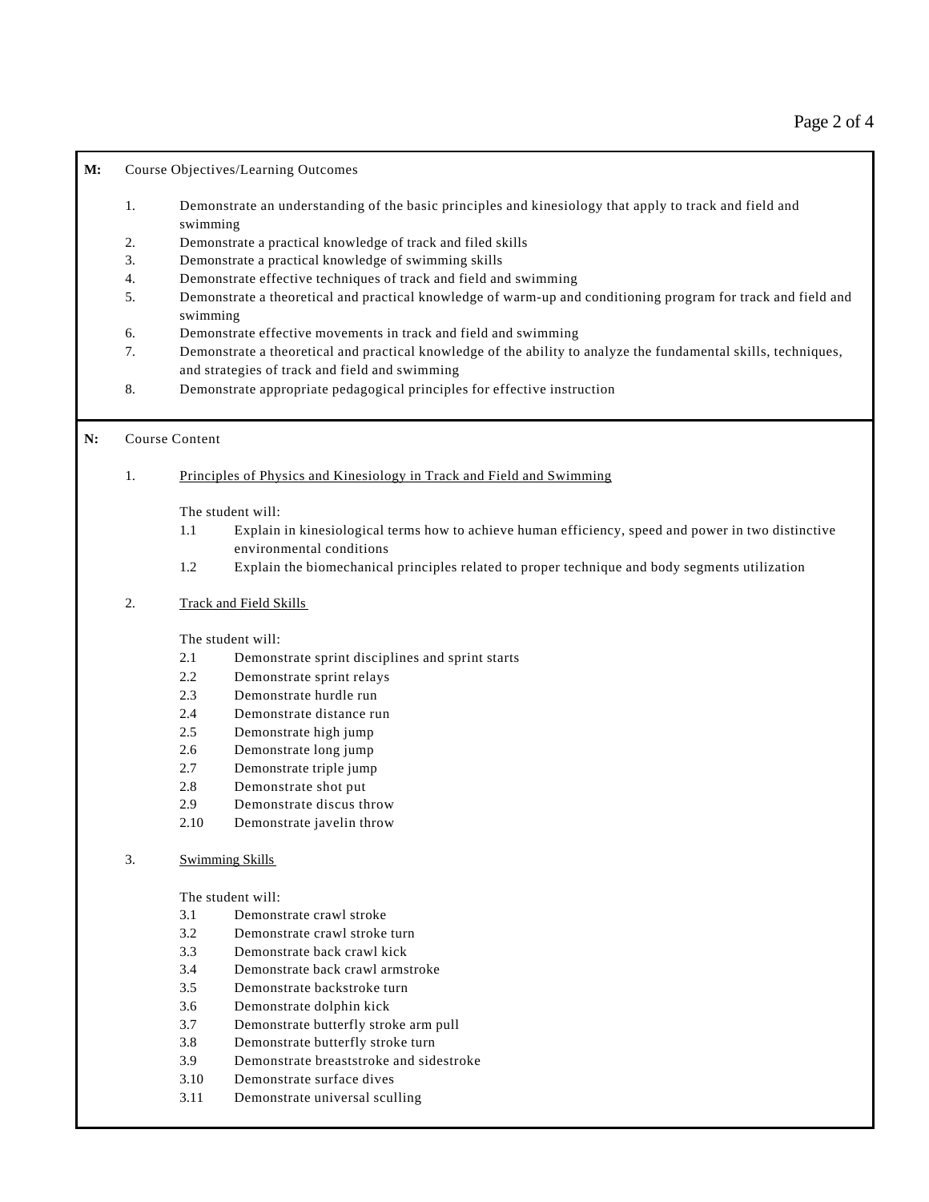**M:** Course Objectives/Learning Outcomes

1. Demonstrate an understanding of the basic principles and kinesiology that apply to track and field and swimming
2. Demonstrate a practical knowledge of track and filed skills
3. Demonstrate a practical knowledge of swimming skills
4. Demonstrate effective techniques of track and field and swimming
5. Demonstrate a theoretical and practical knowledge of warm-up and conditioning program for track and field and swimming
6. Demonstrate effective movements in track and field and swimming
7. Demonstrate a theoretical and practical knowledge of the ability to analyze the fundamental skills, techniques, and strategies of track and field and swimming
8. Demonstrate appropriate pedagogical principles for effective instruction

**N:** Course Content

1. <u>Principles of Physics and Kinesiology in Track and Field and Swimming</u>

   The student will:

   1.1 Explain in kinesiological terms how to achieve human efficiency, speed and power in two distinctive environmental conditions
   1.2 Explain the biomechanical principles related to proper technique and body segments utilization

2. <u>Track and Field Skills</u>

   The student will:

   2.1 Demonstrate sprint disciplines and sprint starts
   2.2 Demonstrate sprint relays
   2.3 Demonstrate hurdle run
   2.4 Demonstrate distance run
   2.5 Demonstrate high jump
   2.6 Demonstrate long jump
   2.7 Demonstrate triple jump
   2.8 Demonstrate shot put
   2.9 Demonstrate discus throw
   2.10 Demonstrate javelin throw

3. <u>Swimming Skills</u>

   The student will:

   3.1 Demonstrate crawl stroke
   3.2 Demonstrate crawl stroke turn
   3.3 Demonstrate back crawl kick
   3.4 Demonstrate back crawl armstroke
   3.5 Demonstrate backstroke turn
   3.6 Demonstrate dolphin kick
   3.7 Demonstrate butterfly stroke arm pull
   3.8 Demonstrate butterfly stroke turn
   3.9 Demonstrate breaststroke and sidestroke
   3.10 Demonstrate surface dives
   3.11 Demonstrate universal sculling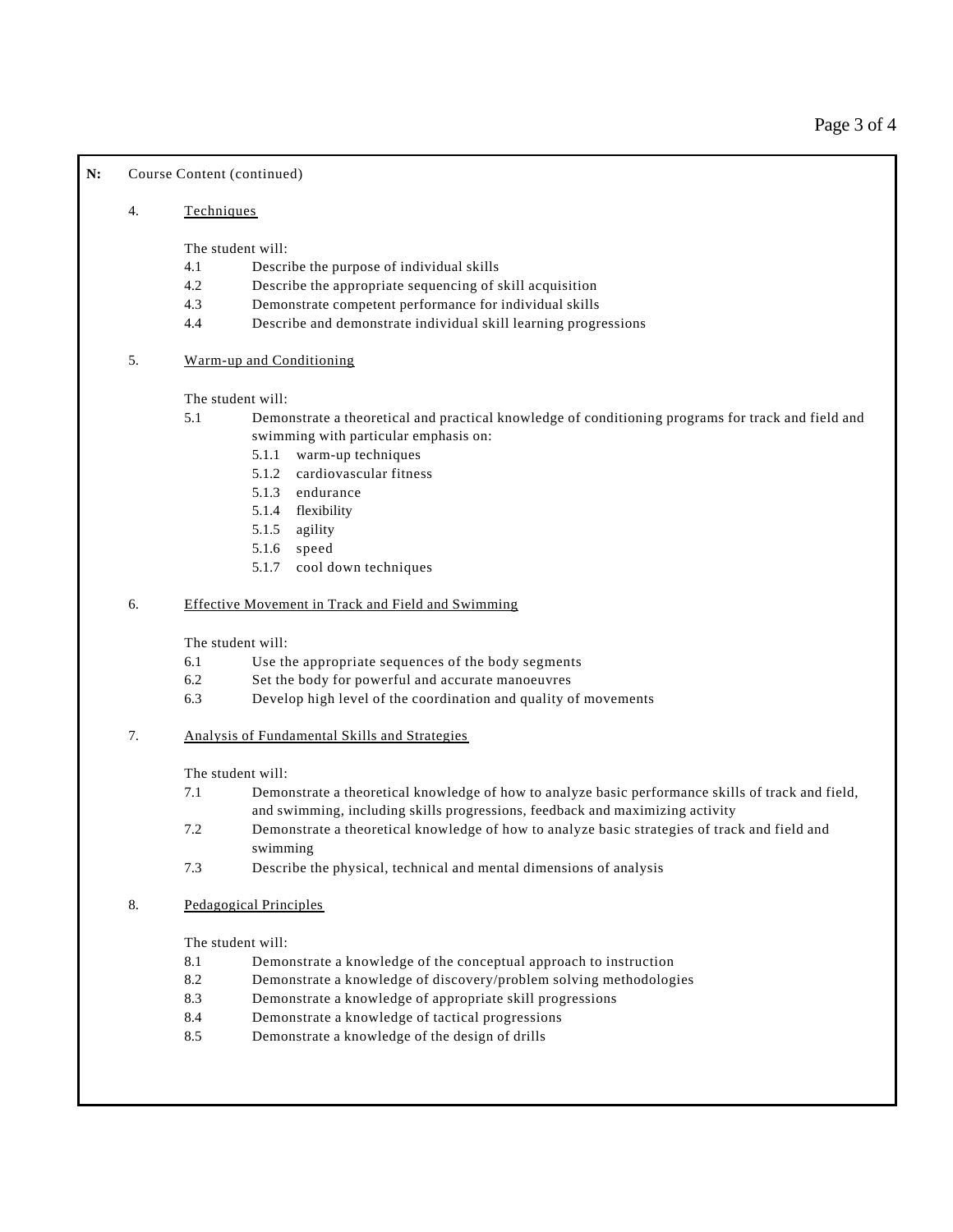**N:** Course Content (continued)

4. <u>Techniques</u>

   The student will:

   4.1 Describe the purpose of individual skills
   4.2 Describe the appropriate sequencing of skill acquisition
   4.3 Demonstrate competent performance for individual skills
   4.4 Describe and demonstrate individual skill learning progressions

5. <u>Warm-up and Conditioning</u>

   The student will:

   5.1 Demonstrate a theoretical and practical knowledge of conditioning programs for track and field and swimming with particular emphasis on:
      - 5.1.1 warm-up techniques
      - 5.1.2 cardiovascular fitness
      - 5.1.3 endurance
      - 5.1.4 flexibility
      - 5.1.5 agility
      - 5.1.6 speed
      - 5.1.7 cool down techniques

6. <u>Effective Movement in Track and Field and Swimming</u>

   The student will:

   6.1 Use the appropriate sequences of the body segments
   6.2 Set the body for powerful and accurate manoeuvres
   6.3 Develop high level of the coordination and quality of movements

7. <u>Analysis of Fundamental Skills and Strategies</u>

   The student will:

   7.1 Demonstrate a theoretical knowledge of how to analyze basic performance skills of track and field, and swimming, including skills progressions, feedback and maximizing activity
   7.2 Demonstrate a theoretical knowledge of how to analyze basic strategies of track and field and swimming
   7.3 Describe the physical, technical and mental dimensions of analysis

8. <u>Pedagogical Principles</u>

   The student will:

   8.1 Demonstrate a knowledge of the conceptual approach to instruction
   8.2 Demonstrate a knowledge of discovery/problem solving methodologies
   8.3 Demonstrate a knowledge of appropriate skill progressions
   8.4 Demonstrate a knowledge of tactical progressions
   8.5 Demonstrate a knowledge of the design of drills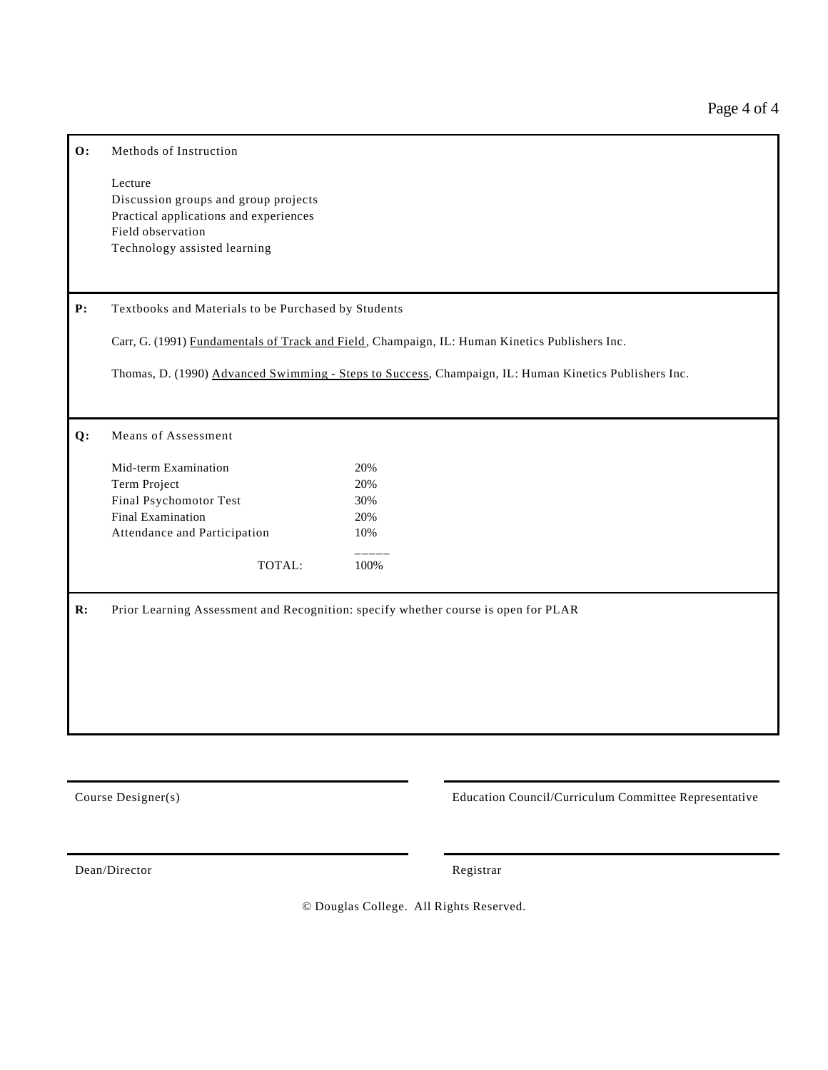**O:** Methods of Instruction

Lecture
Discussion groups and group projects
Practical applications and experiences
Field observation
Technology assisted learning

**P:** Textbooks and Materials to be Purchased by Students

Carr, G. (1991) Fundamentals of Track and Field, Champaign, IL: Human Kinetics Publishers Inc.

Thomas, D. (1990) Advanced Swimming - Steps to Success, Champaign, IL: Human Kinetics Publishers Inc.

**Q:** Means of Assessment

| | |
|---|---|
| Mid-term Examination | 20% |
| Term Project | 20% |
| Final Psychomotor Test | 30% |
| Final Examination | 20% |
| Attendance and Participation | 10% |
| TOTAL: | 100% |

**R:** Prior Learning Assessment and Recognition: specify whether course is open for PLAR

Course Designer(s)

Education Council/Curriculum Committee Representative

Dean/Director

Registrar

© Douglas College. All Rights Reserved.